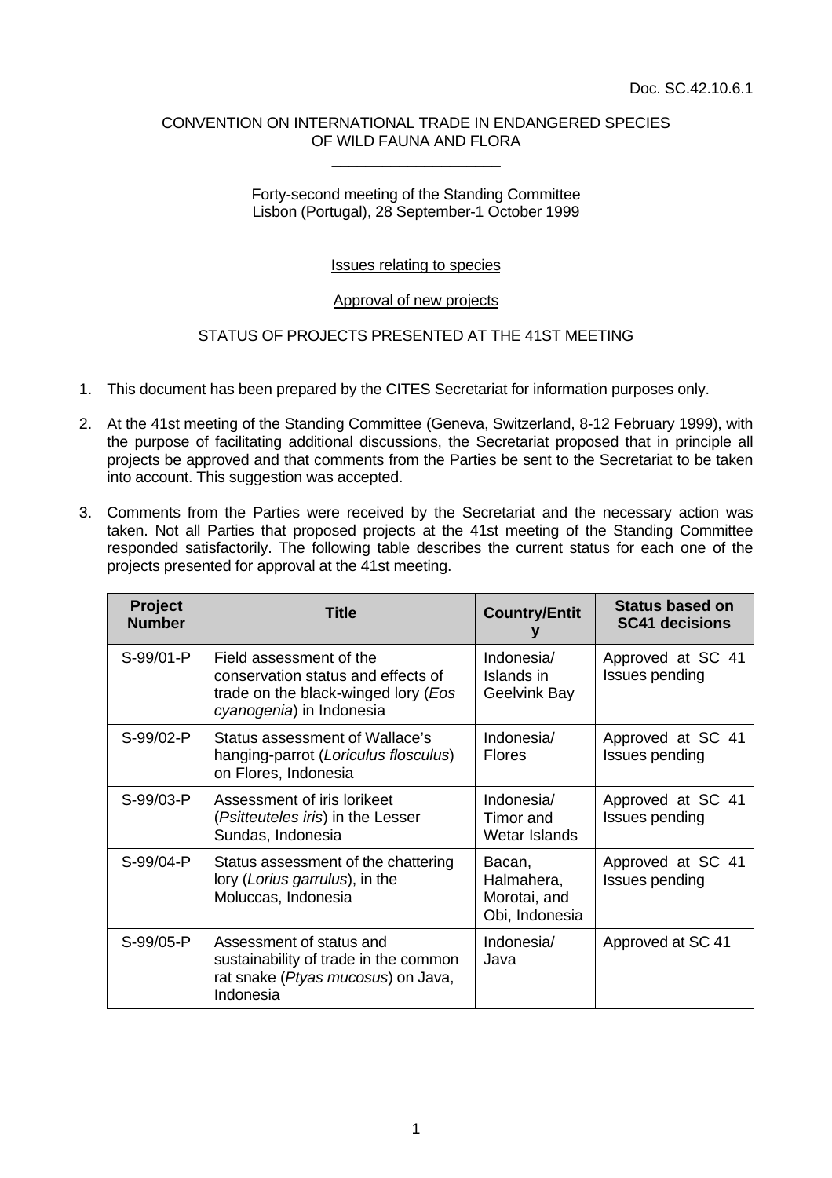Doc. SC.42.10.6.1

CONVENTION ON INTERNATIONAL TRADE IN ENDANGERED SPECIES
OF WILD FAUNA AND FLORA

\_\_\_\_\_\_\_\_\_\_\_\_\_\_\_\_\_\_\_\_

Forty-second meeting of the Standing Committee
Lisbon (Portugal), 28 September-1 October 1999

Issues relating to species

Approval of new projects

STATUS OF PROJECTS PRESENTED AT THE 41ST MEETING

1. This document has been prepared by the CITES Secretariat for information purposes only.

2. At the 41st meeting of the Standing Committee (Geneva, Switzerland, 8-12 February 1999), with the purpose of facilitating additional discussions, the Secretariat proposed that in principle all projects be approved and that comments from the Parties be sent to the Secretariat to be taken into account. This suggestion was accepted.

3. Comments from the Parties were received by the Secretariat and the necessary action was taken. Not all Parties that proposed projects at the 41st meeting of the Standing Committee responded satisfactorily. The following table describes the current status for each one of the projects presented for approval at the 41st meeting.

| Project Number | Title | Country/Entity | Status based on SC41 decisions |
|---|---|---|---|
| S-99/01-P | Field assessment of the conservation status and effects of trade on the black-winged lory (*Eos cyanogenia*) in Indonesia | Indonesia/ Islands in Geelvink Bay | Approved at SC 41 Issues pending |
| S-99/02-P | Status assessment of Wallace's hanging-parrot (*Loriculus flosculus*) on Flores, Indonesia | Indonesia/ Flores | Approved at SC 41 Issues pending |
| S-99/03-P | Assessment of iris lorikeet (*Psitteuteles iris*) in the Lesser Sundas, Indonesia | Indonesia/ Timor and Wetar Islands | Approved at SC 41 Issues pending |
| S-99/04-P | Status assessment of the chattering lory (*Lorius garrulus*), in the Moluccas, Indonesia | Bacan, Halmahera, Morotai, and Obi, Indonesia | Approved at SC 41 Issues pending |
| S-99/05-P | Assessment of status and sustainability of trade in the common rat snake (*Ptyas mucosus*) on Java, Indonesia | Indonesia/ Java | Approved at SC 41 |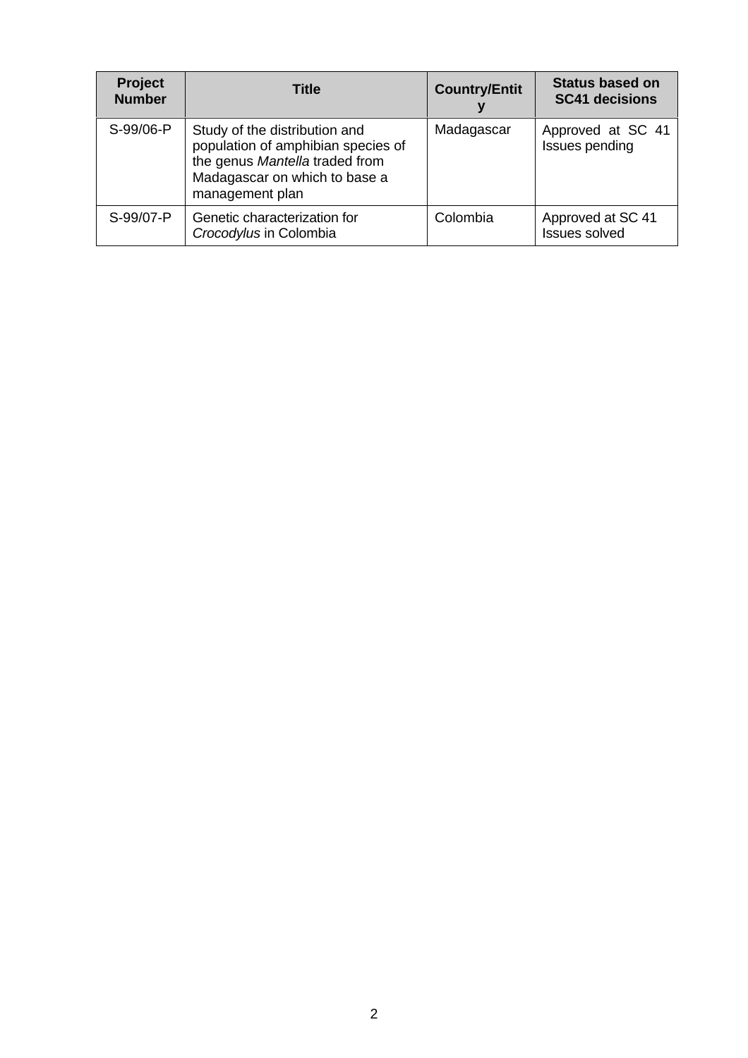| Project Number | Title | Country/Entity | Status based on SC41 decisions |
|---|---|---|---|
| S-99/06-P | Study of the distribution and population of amphibian species of the genus *Mantella* traded from Madagascar on which to base a management plan | Madagascar | Approved at SC 41 Issues pending |
| S-99/07-P | Genetic characterization for *Crocodylus* in Colombia | Colombia | Approved at SC 41 Issues solved |